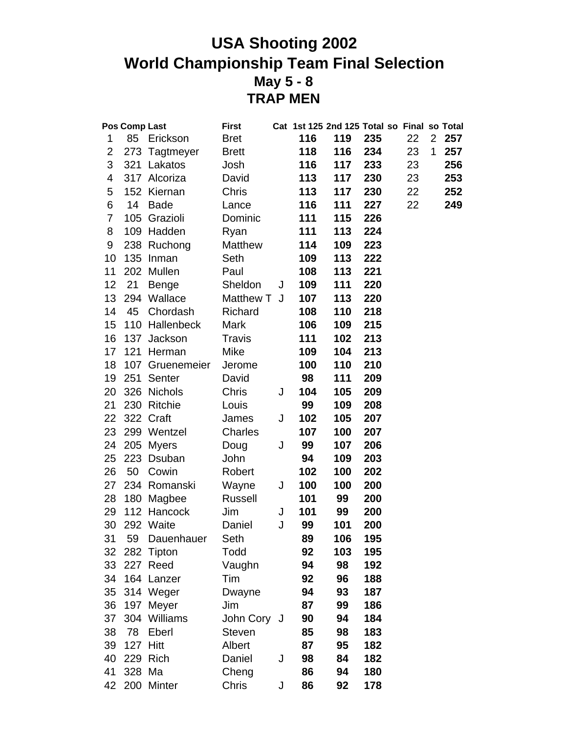# USA Shooting 2002
# World Championship Team Final Selection
## May 5 - 8
## TRAP MEN

| Pos | Comp | Last | First | Cat | 1st 125 | 2nd 125 | Total | so | Final | so | Total |
|---|---|---|---|---|---|---|---|---|---|---|---|
| 1 | 85 | Erickson | Bret | | **116** | **119** | **235** | | 22 | 2 | **257** |
| 2 | 273 | Tagtmeyer | Brett | | **118** | **116** | **234** | | 23 | 1 | **257** |
| 3 | 321 | Lakatos | Josh | | **116** | **117** | **233** | | 23 | | **256** |
| 4 | 317 | Alcoriza | David | | **113** | **117** | **230** | | 23 | | **253** |
| 5 | 152 | Kiernan | Chris | | **113** | **117** | **230** | | 22 | | **252** |
| 6 | 14 | Bade | Lance | | **116** | **111** | **227** | | 22 | | **249** |
| 7 | 105 | Grazioli | Dominic | | **111** | **115** | **226** | | | | |
| 8 | 109 | Hadden | Ryan | | **111** | **113** | **224** | | | | |
| 9 | 238 | Ruchong | Matthew | | **114** | **109** | **223** | | | | |
| 10 | 135 | Inman | Seth | | **109** | **113** | **222** | | | | |
| 11 | 202 | Mullen | Paul | | **108** | **113** | **221** | | | | |
| 12 | 21 | Benge | Sheldon | J | **109** | **111** | **220** | | | | |
| 13 | 294 | Wallace | Matthew T | J | **107** | **113** | **220** | | | | |
| 14 | 45 | Chordash | Richard | | **108** | **110** | **218** | | | | |
| 15 | 110 | Hallenbeck | Mark | | **106** | **109** | **215** | | | | |
| 16 | 137 | Jackson | Travis | | **111** | **102** | **213** | | | | |
| 17 | 121 | Herman | Mike | | **109** | **104** | **213** | | | | |
| 18 | 107 | Gruenemeier | Jerome | | **100** | **110** | **210** | | | | |
| 19 | 251 | Senter | David | | **98** | **111** | **209** | | | | |
| 20 | 326 | Nichols | Chris | J | **104** | **105** | **209** | | | | |
| 21 | 230 | Ritchie | Louis | | **99** | **109** | **208** | | | | |
| 22 | 322 | Craft | James | J | **102** | **105** | **207** | | | | |
| 23 | 299 | Wentzel | Charles | | **107** | **100** | **207** | | | | |
| 24 | 205 | Myers | Doug | J | **99** | **107** | **206** | | | | |
| 25 | 223 | Dsuban | John | | **94** | **109** | **203** | | | | |
| 26 | 50 | Cowin | Robert | | **102** | **100** | **202** | | | | |
| 27 | 234 | Romanski | Wayne | J | **100** | **100** | **200** | | | | |
| 28 | 180 | Magbee | Russell | | **101** | **99** | **200** | | | | |
| 29 | 112 | Hancock | Jim | J | **101** | **99** | **200** | | | | |
| 30 | 292 | Waite | Daniel | J | **99** | **101** | **200** | | | | |
| 31 | 59 | Dauenhauer | Seth | | **89** | **106** | **195** | | | | |
| 32 | 282 | Tipton | Todd | | **92** | **103** | **195** | | | | |
| 33 | 227 | Reed | Vaughn | | **94** | **98** | **192** | | | | |
| 34 | 164 | Lanzer | Tim | | **92** | **96** | **188** | | | | |
| 35 | 314 | Weger | Dwayne | | **94** | **93** | **187** | | | | |
| 36 | 197 | Meyer | Jim | | **87** | **99** | **186** | | | | |
| 37 | 304 | Williams | John Cory | J | **90** | **94** | **184** | | | | |
| 38 | 78 | Eberl | Steven | | **85** | **98** | **183** | | | | |
| 39 | 127 | Hitt | Albert | | **87** | **95** | **182** | | | | |
| 40 | 229 | Rich | Daniel | J | **98** | **84** | **182** | | | | |
| 41 | 328 | Ma | Cheng | | **86** | **94** | **180** | | | | |
| 42 | 200 | Minter | Chris | J | **86** | **92** | **178** | | | | |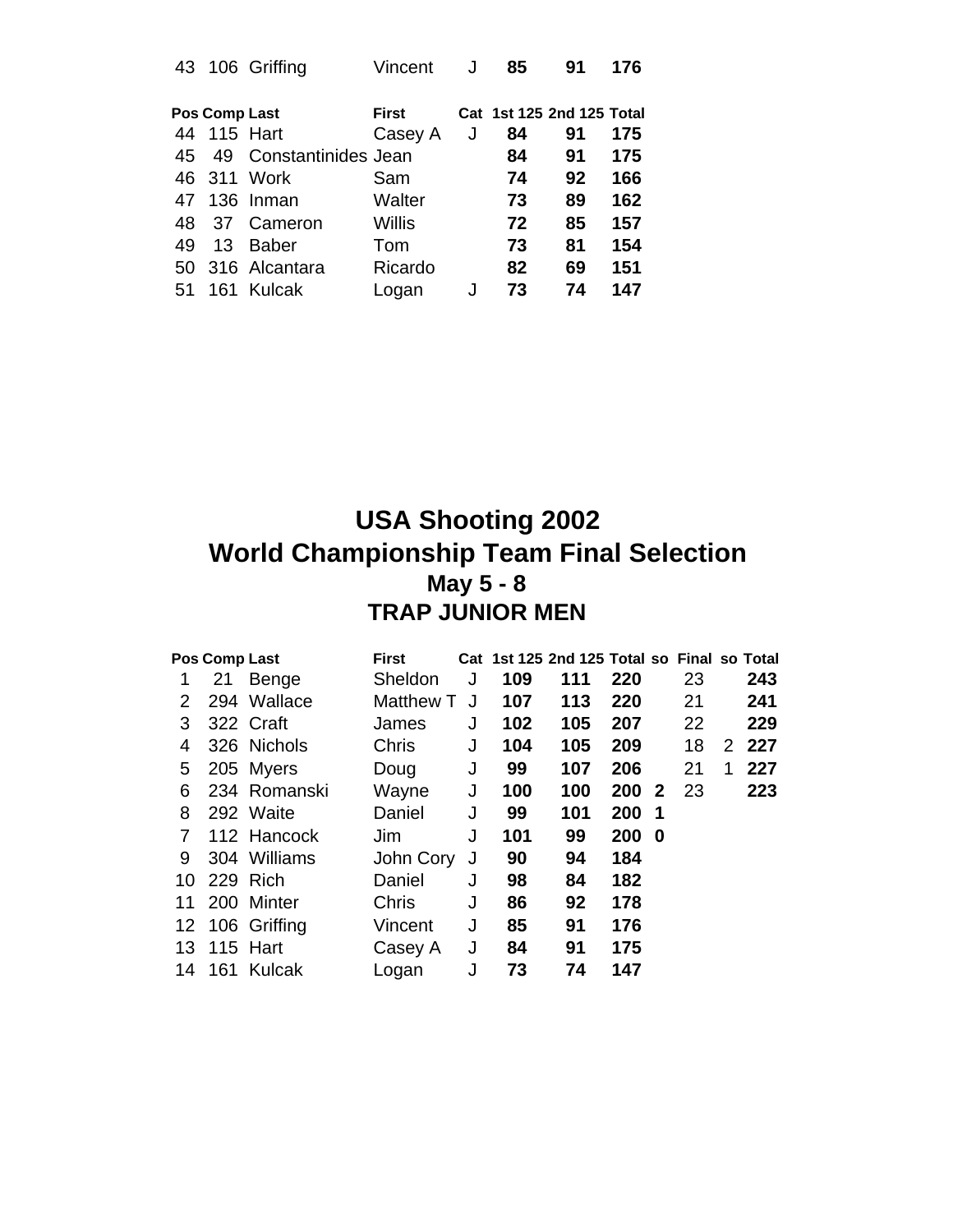| Pos | Comp | Last | First | Cat | 1st 125 | 2nd 125 | Total |
|---|---|---|---|---|---|---|---|
| 43 | 106 | Griffing | Vincent | J | **85** | **91** | **176** |

| Pos | Comp | Last | First | Cat | 1st 125 | 2nd 125 | Total |
|---|---|---|---|---|---|---|---|
| 44 | 115 | Hart | Casey A | J | **84** | **91** | **175** |
| 45 | 49 | Constantinides | Jean | | **84** | **91** | **175** |
| 46 | 311 | Work | Sam | | **74** | **92** | **166** |
| 47 | 136 | Inman | Walter | | **73** | **89** | **162** |
| 48 | 37 | Cameron | Willis | | **72** | **85** | **157** |
| 49 | 13 | Baber | Tom | | **73** | **81** | **154** |
| 50 | 316 | Alcantara | Ricardo | | **82** | **69** | **151** |
| 51 | 161 | Kulcak | Logan | J | **73** | **74** | **147** |

# USA Shooting 2002
# World Championship Team Final Selection
## May 5 - 8
## TRAP JUNIOR MEN

| Pos | Comp | Last | First | Cat | 1st 125 | 2nd 125 | Total | so | Final | so | Total |
|---|---|---|---|---|---|---|---|---|---|---|---|
| 1 | 21 | Benge | Sheldon | J | **109** | **111** | **220** | | 23 | | **243** |
| 2 | 294 | Wallace | Matthew T | J | **107** | **113** | **220** | | 21 | | **241** |
| 3 | 322 | Craft | James | J | **102** | **105** | **207** | | 22 | | **229** |
| 4 | 326 | Nichols | Chris | J | **104** | **105** | **209** | | 18 | 2 | **227** |
| 5 | 205 | Myers | Doug | J | **99** | **107** | **206** | | 21 | 1 | **227** |
| 6 | 234 | Romanski | Wayne | J | **100** | **100** | **200** | **2** | 23 | | **223** |
| 8 | 292 | Waite | Daniel | J | **99** | **101** | **200** | **1** | | | |
| 7 | 112 | Hancock | Jim | J | **101** | **99** | **200** | **0** | | | |
| 9 | 304 | Williams | John Cory | J | **90** | **94** | **184** | | | | |
| 10 | 229 | Rich | Daniel | J | **98** | **84** | **182** | | | | |
| 11 | 200 | Minter | Chris | J | **86** | **92** | **178** | | | | |
| 12 | 106 | Griffing | Vincent | J | **85** | **91** | **176** | | | | |
| 13 | 115 | Hart | Casey A | J | **84** | **91** | **175** | | | | |
| 14 | 161 | Kulcak | Logan | J | **73** | **74** | **147** | | | | |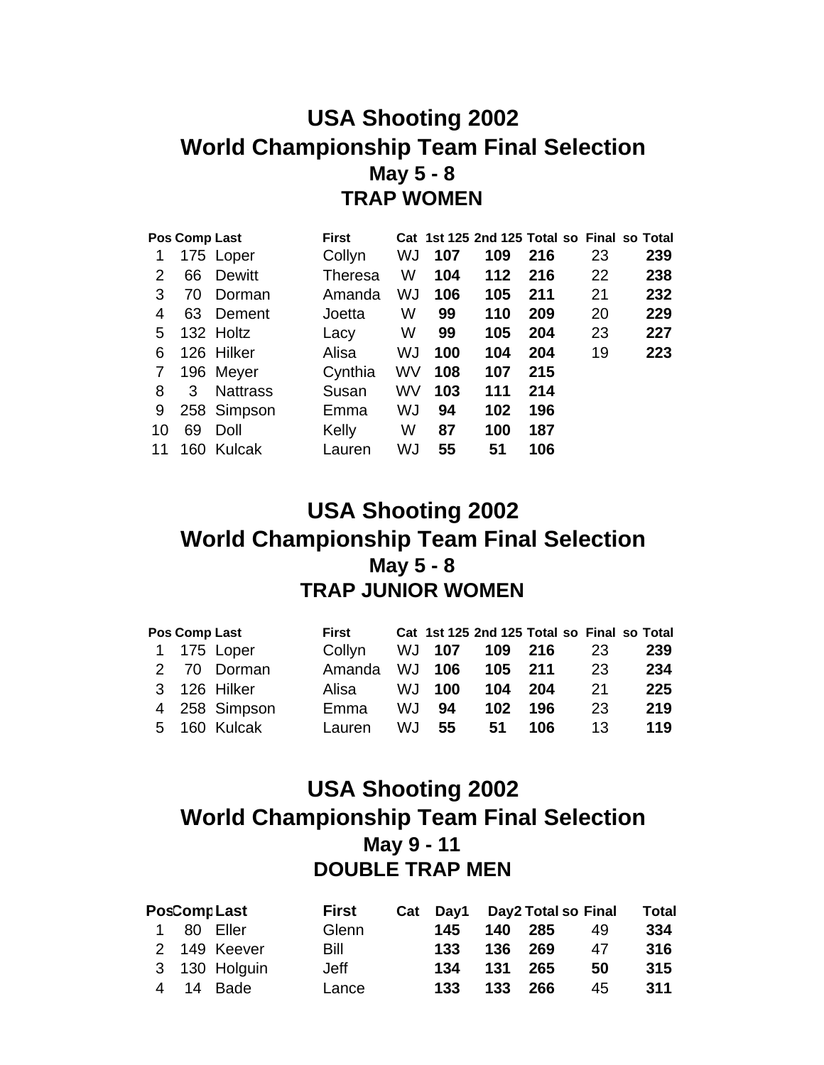# USA Shooting 2002
# World Championship Team Final Selection
### May 5 - 8
### TRAP WOMEN

| Pos | Comp | Last | First | Cat | 1st 125 | 2nd 125 | Total | so | Final | so | Total |
|---|---|---|---|---|---|---|---|---|---|---|---|
| 1 | 175 | Loper | Collyn | WJ | **107** | **109** | **216** | | 23 | | **239** |
| 2 | 66 | Dewitt | Theresa | W | **104** | **112** | **216** | | 22 | | **238** |
| 3 | 70 | Dorman | Amanda | WJ | **106** | **105** | **211** | | 21 | | **232** |
| 4 | 63 | Dement | Joetta | W | **99** | **110** | **209** | | 20 | | **229** |
| 5 | 132 | Holtz | Lacy | W | **99** | **105** | **204** | | 23 | | **227** |
| 6 | 126 | Hilker | Alisa | WJ | **100** | **104** | **204** | | 19 | | **223** |
| 7 | 196 | Meyer | Cynthia | WV | **108** | **107** | **215** | | | | |
| 8 | 3 | Nattrass | Susan | WV | **103** | **111** | **214** | | | | |
| 9 | 258 | Simpson | Emma | WJ | **94** | **102** | **196** | | | | |
| 10 | 69 | Doll | Kelly | W | **87** | **100** | **187** | | | | |
| 11 | 160 | Kulcak | Lauren | WJ | **55** | **51** | **106** | | | | |

# USA Shooting 2002
# World Championship Team Final Selection
### May 5 - 8
### TRAP JUNIOR WOMEN

| Pos | Comp | Last | First | Cat | 1st 125 | 2nd 125 | Total | so | Final | so | Total |
|---|---|---|---|---|---|---|---|---|---|---|---|
| 1 | 175 | Loper | Collyn | WJ | **107** | **109** | **216** | | 23 | | **239** |
| 2 | 70 | Dorman | Amanda | WJ | **106** | **105** | **211** | | 23 | | **234** |
| 3 | 126 | Hilker | Alisa | WJ | **100** | **104** | **204** | | 21 | | **225** |
| 4 | 258 | Simpson | Emma | WJ | **94** | **102** | **196** | | 23 | | **219** |
| 5 | 160 | Kulcak | Lauren | WJ | **55** | **51** | **106** | | 13 | | **119** |

# USA Shooting 2002
# World Championship Team Final Selection
### May 9 - 11
### DOUBLE TRAP MEN

| Pos | Comp | Last | First | Cat | Day1 | Day2 | Total | so | Final | Total |
|---|---|---|---|---|---|---|---|---|---|---|
| 1 | 80 | Eller | Glenn | | **145** | **140** | **285** | | 49 | **334** |
| 2 | 149 | Keever | Bill | | **133** | **136** | **269** | | 47 | **316** |
| 3 | 130 | Holguin | Jeff | | **134** | **131** | **265** | | **50** | **315** |
| 4 | 14 | Bade | Lance | | **133** | **133** | **266** | | 45 | **311** |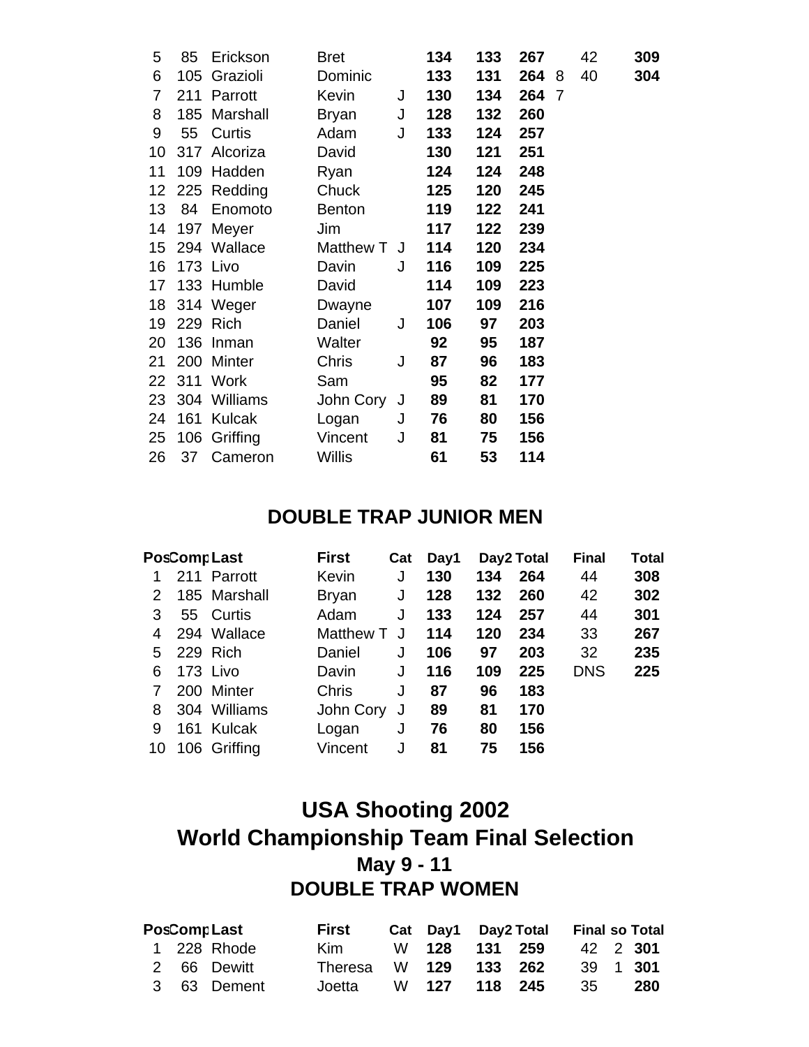| | | | | | | | | | | |
|---|---|---|---|---|---|---|---|---|---|---|
| 5 | 85 | Erickson | Bret | | **134** | **133** | **267** | | 42 | **309** |
| 6 | 105 | Grazioli | Dominic | | **133** | **131** | **264** | 8 | 40 | **304** |
| 7 | 211 | Parrott | Kevin | J | **130** | **134** | **264** | 7 | | |
| 8 | 185 | Marshall | Bryan | J | **128** | **132** | **260** | | | |
| 9 | 55 | Curtis | Adam | J | **133** | **124** | **257** | | | |
| 10 | 317 | Alcoriza | David | | **130** | **121** | **251** | | | |
| 11 | 109 | Hadden | Ryan | | **124** | **124** | **248** | | | |
| 12 | 225 | Redding | Chuck | | **125** | **120** | **245** | | | |
| 13 | 84 | Enomoto | Benton | | **119** | **122** | **241** | | | |
| 14 | 197 | Meyer | Jim | | **117** | **122** | **239** | | | |
| 15 | 294 | Wallace | Matthew T | J | **114** | **120** | **234** | | | |
| 16 | 173 | Livo | Davin | J | **116** | **109** | **225** | | | |
| 17 | 133 | Humble | David | | **114** | **109** | **223** | | | |
| 18 | 314 | Weger | Dwayne | | **107** | **109** | **216** | | | |
| 19 | 229 | Rich | Daniel | J | **106** | **97** | **203** | | | |
| 20 | 136 | Inman | Walter | | **92** | **95** | **187** | | | |
| 21 | 200 | Minter | Chris | J | **87** | **96** | **183** | | | |
| 22 | 311 | Work | Sam | | **95** | **82** | **177** | | | |
| 23 | 304 | Williams | John Cory | J | **89** | **81** | **170** | | | |
| 24 | 161 | Kulcak | Logan | J | **76** | **80** | **156** | | | |
| 25 | 106 | Griffing | Vincent | J | **81** | **75** | **156** | | | |
| 26 | 37 | Cameron | Willis | | **61** | **53** | **114** | | | |

## DOUBLE TRAP JUNIOR MEN

| Pos | Comp | Last | First | Cat | Day1 | Day2 | Total | Final | Total |
|---|---|---|---|---|---|---|---|---|---|
| 1 | 211 | Parrott | Kevin | J | **130** | **134** | **264** | 44 | **308** |
| 2 | 185 | Marshall | Bryan | J | **128** | **132** | **260** | 42 | **302** |
| 3 | 55 | Curtis | Adam | J | **133** | **124** | **257** | 44 | **301** |
| 4 | 294 | Wallace | Matthew T | J | **114** | **120** | **234** | 33 | **267** |
| 5 | 229 | Rich | Daniel | J | **106** | **97** | **203** | 32 | **235** |
| 6 | 173 | Livo | Davin | J | **116** | **109** | **225** | DNS | **225** |
| 7 | 200 | Minter | Chris | J | **87** | **96** | **183** | | |
| 8 | 304 | Williams | John Cory | J | **89** | **81** | **170** | | |
| 9 | 161 | Kulcak | Logan | J | **76** | **80** | **156** | | |
| 10 | 106 | Griffing | Vincent | J | **81** | **75** | **156** | | |

# USA Shooting 2002
# World Championship Team Final Selection
## May 9 - 11
## DOUBLE TRAP WOMEN

| Pos | Comp | Last | First | Cat | Day1 | Day2 | Total | Final | so | Total |
|---|---|---|---|---|---|---|---|---|---|---|
| 1 | 228 | Rhode | Kim | W | **128** | **131** | **259** | 42 | 2 | **301** |
| 2 | 66 | Dewitt | Theresa | W | **129** | **133** | **262** | 39 | 1 | **301** |
| 3 | 63 | Dement | Joetta | W | **127** | **118** | **245** | 35 | | **280** |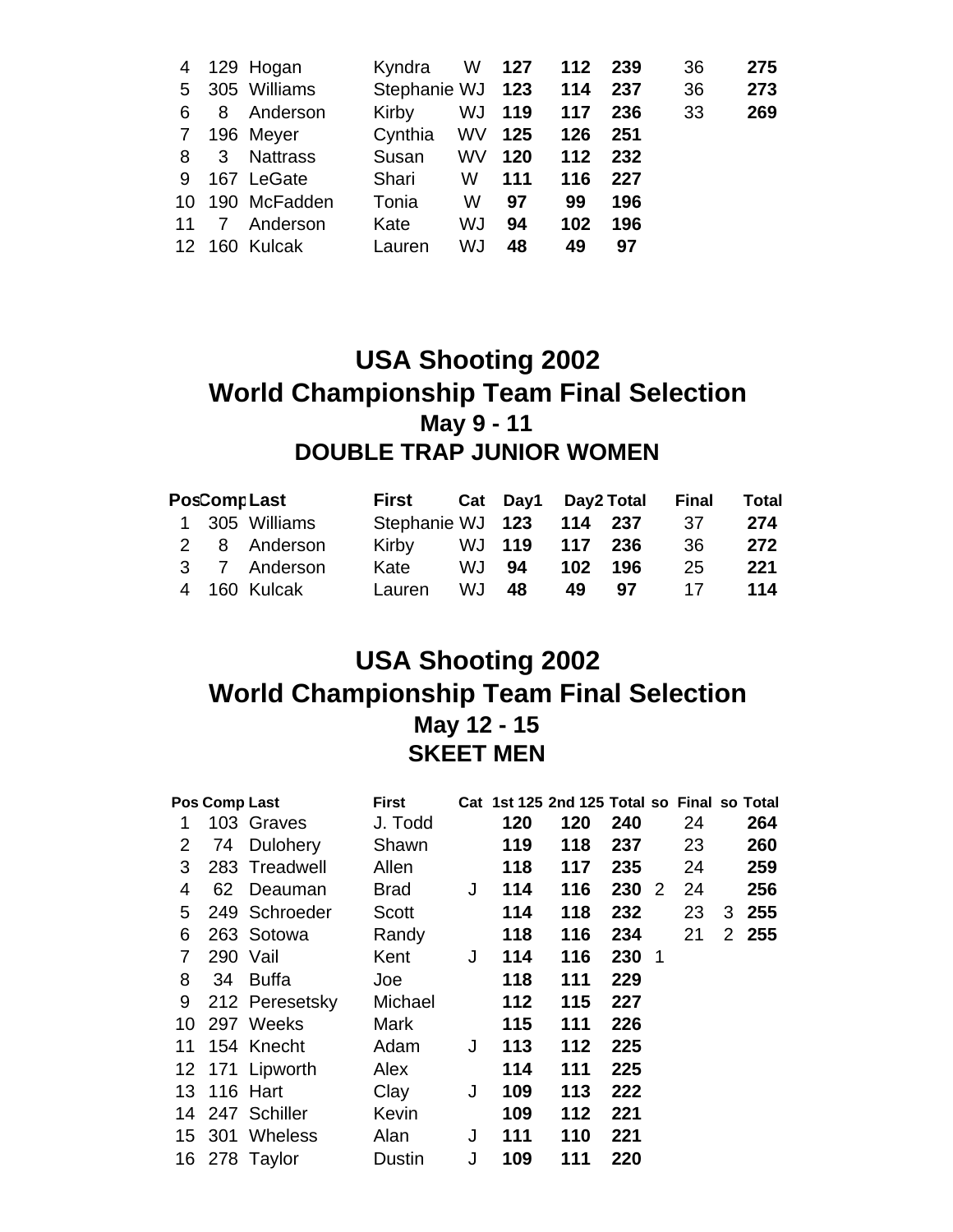| | | | | | | | | | |
|---|---|---|---|---|---|---|---|---|---|
| 4 | 129 | Hogan | Kyndra | W | **127** | **112** | **239** | 36 | **275** |
| 5 | 305 | Williams | Stephanie | WJ | **123** | **114** | **237** | 36 | **273** |
| 6 | 8 | Anderson | Kirby | WJ | **119** | **117** | **236** | 33 | **269** |
| 7 | 196 | Meyer | Cynthia | WV | **125** | **126** | **251** | | |
| 8 | 3 | Nattrass | Susan | WV | **120** | **112** | **232** | | |
| 9 | 167 | LeGate | Shari | W | **111** | **116** | **227** | | |
| 10 | 190 | McFadden | Tonia | W | **97** | **99** | **196** | | |
| 11 | 7 | Anderson | Kate | WJ | **94** | **102** | **196** | | |
| 12 | 160 | Kulcak | Lauren | WJ | **48** | **49** | **97** | | |

# USA Shooting 2002
# World Championship Team Final Selection
## May 9 - 11
## DOUBLE TRAP JUNIOR WOMEN

| Pos | Comp | Last | First | Cat | Day1 | Day2 | Total | Final | Total |
|---|---|---|---|---|---|---|---|---|---|
| 1 | 305 | Williams | Stephanie | WJ | **123** | **114** | **237** | 37 | **274** |
| 2 | 8 | Anderson | Kirby | WJ | **119** | **117** | **236** | 36 | **272** |
| 3 | 7 | Anderson | Kate | WJ | **94** | **102** | **196** | 25 | **221** |
| 4 | 160 | Kulcak | Lauren | WJ | **48** | **49** | **97** | 17 | **114** |

# USA Shooting 2002
# World Championship Team Final Selection
## May 12 - 15
## SKEET MEN

| Pos | Comp | Last | First | Cat | 1st 125 | 2nd 125 | Total | so | Final | so | Total |
|---|---|---|---|---|---|---|---|---|---|---|---|
| 1 | 103 | Graves | J. Todd | | **120** | **120** | **240** | | 24 | | **264** |
| 2 | 74 | Dulohery | Shawn | | **119** | **118** | **237** | | 23 | | **260** |
| 3 | 283 | Treadwell | Allen | | **118** | **117** | **235** | | 24 | | **259** |
| 4 | 62 | Deauman | Brad | J | **114** | **116** | **230** | 2 | 24 | | **256** |
| 5 | 249 | Schroeder | Scott | | **114** | **118** | **232** | | 23 | 3 | **255** |
| 6 | 263 | Sotowa | Randy | | **118** | **116** | **234** | | 21 | 2 | **255** |
| 7 | 290 | Vail | Kent | J | **114** | **116** | **230** | 1 | | | |
| 8 | 34 | Buffa | Joe | | **118** | **111** | **229** | | | | |
| 9 | 212 | Peresetsky | Michael | | **112** | **115** | **227** | | | | |
| 10 | 297 | Weeks | Mark | | **115** | **111** | **226** | | | | |
| 11 | 154 | Knecht | Adam | J | **113** | **112** | **225** | | | | |
| 12 | 171 | Lipworth | Alex | | **114** | **111** | **225** | | | | |
| 13 | 116 | Hart | Clay | J | **109** | **113** | **222** | | | | |
| 14 | 247 | Schiller | Kevin | | **109** | **112** | **221** | | | | |
| 15 | 301 | Wheless | Alan | J | **111** | **110** | **221** | | | | |
| 16 | 278 | Taylor | Dustin | J | **109** | **111** | **220** | | | | |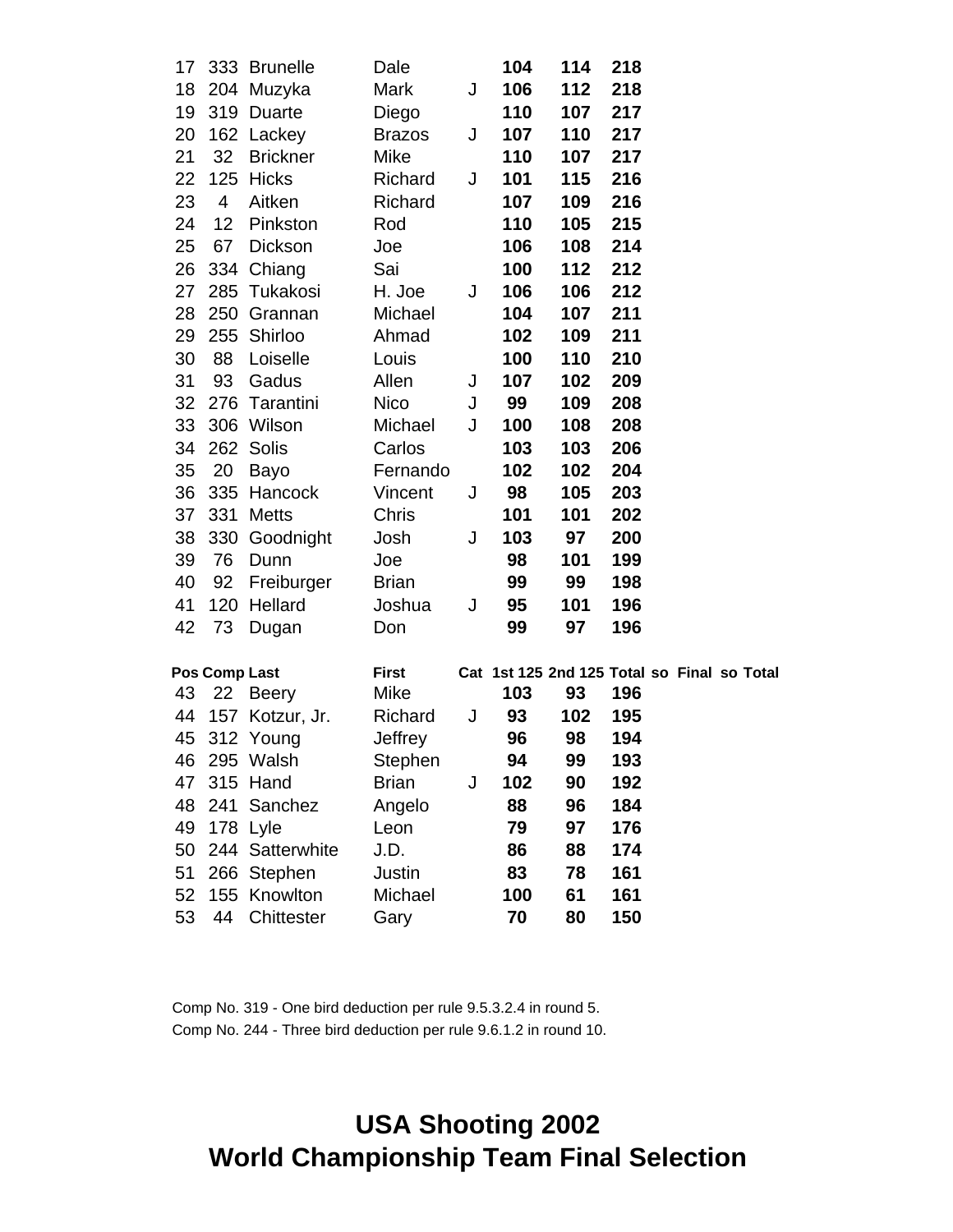| Pos | Comp | Last | First | Cat | 1st 125 | 2nd 125 | Total | so | Final | so | Total |
|---|---|---|---|---|---|---|---|---|---|---|---|
| 17 | 333 | Brunelle | Dale | | **104** | **114** | **218** | | | | |
| 18 | 204 | Muzyka | Mark | J | **106** | **112** | **218** | | | | |
| 19 | 319 | Duarte | Diego | | **110** | **107** | **217** | | | | |
| 20 | 162 | Lackey | Brazos | J | **107** | **110** | **217** | | | | |
| 21 | 32 | Brickner | Mike | | **110** | **107** | **217** | | | | |
| 22 | 125 | Hicks | Richard | J | **101** | **115** | **216** | | | | |
| 23 | 4 | Aitken | Richard | | **107** | **109** | **216** | | | | |
| 24 | 12 | Pinkston | Rod | | **110** | **105** | **215** | | | | |
| 25 | 67 | Dickson | Joe | | **106** | **108** | **214** | | | | |
| 26 | 334 | Chiang | Sai | | **100** | **112** | **212** | | | | |
| 27 | 285 | Tukakosi | H. Joe | J | **106** | **106** | **212** | | | | |
| 28 | 250 | Grannan | Michael | | **104** | **107** | **211** | | | | |
| 29 | 255 | Shirloo | Ahmad | | **102** | **109** | **211** | | | | |
| 30 | 88 | Loiselle | Louis | | **100** | **110** | **210** | | | | |
| 31 | 93 | Gadus | Allen | J | **107** | **102** | **209** | | | | |
| 32 | 276 | Tarantini | Nico | J | **99** | **109** | **208** | | | | |
| 33 | 306 | Wilson | Michael | J | **100** | **108** | **208** | | | | |
| 34 | 262 | Solis | Carlos | | **103** | **103** | **206** | | | | |
| 35 | 20 | Bayo | Fernando | | **102** | **102** | **204** | | | | |
| 36 | 335 | Hancock | Vincent | J | **98** | **105** | **203** | | | | |
| 37 | 331 | Metts | Chris | | **101** | **101** | **202** | | | | |
| 38 | 330 | Goodnight | Josh | J | **103** | **97** | **200** | | | | |
| 39 | 76 | Dunn | Joe | | **98** | **101** | **199** | | | | |
| 40 | 92 | Freiburger | Brian | | **99** | **99** | **198** | | | | |
| 41 | 120 | Hellard | Joshua | J | **95** | **101** | **196** | | | | |
| 42 | 73 | Dugan | Don | | **99** | **97** | **196** | | | | |
| 43 | 22 | Beery | Mike | | **103** | **93** | **196** | | | | |
| 44 | 157 | Kotzur, Jr. | Richard | J | **93** | **102** | **195** | | | | |
| 45 | 312 | Young | Jeffrey | | **96** | **98** | **194** | | | | |
| 46 | 295 | Walsh | Stephen | | **94** | **99** | **193** | | | | |
| 47 | 315 | Hand | Brian | J | **102** | **90** | **192** | | | | |
| 48 | 241 | Sanchez | Angelo | | **88** | **96** | **184** | | | | |
| 49 | 178 | Lyle | Leon | | **79** | **97** | **176** | | | | |
| 50 | 244 | Satterwhite | J.D. | | **86** | **88** | **174** | | | | |
| 51 | 266 | Stephen | Justin | | **83** | **78** | **161** | | | | |
| 52 | 155 | Knowlton | Michael | | **100** | **61** | **161** | | | | |
| 53 | 44 | Chittester | Gary | | **70** | **80** | **150** | | | | |

Comp No. 319 - One bird deduction per rule 9.5.3.2.4 in round 5.

Comp No. 244 - Three bird deduction per rule 9.6.1.2 in round 10.

# USA Shooting 2002
# World Championship Team Final Selection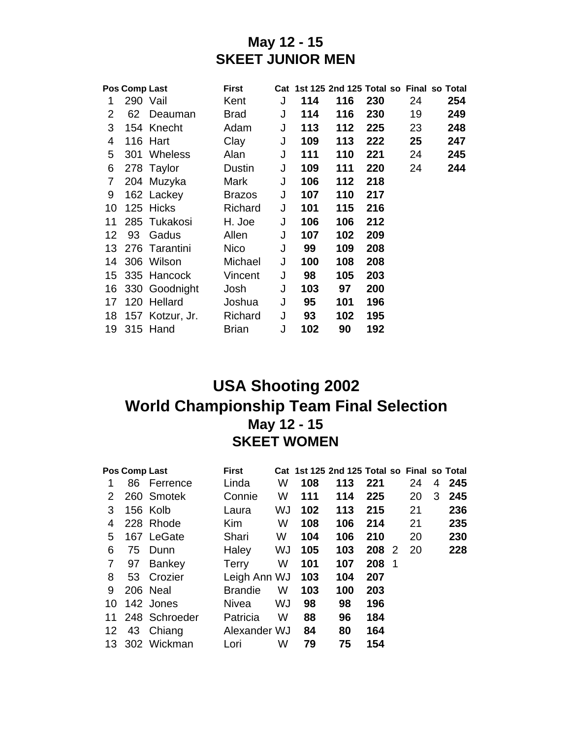## May 12 - 15
## SKEET JUNIOR MEN

| Pos | Comp | Last | First | Cat | 1st 125 | 2nd 125 | Total | so | Final | so | Total |
|---|---|---|---|---|---|---|---|---|---|---|---|
| 1 | 290 | Vail | Kent | J | **114** | **116** | **230** | | 24 | | **254** |
| 2 | 62 | Deauman | Brad | J | **114** | **116** | **230** | | 19 | | **249** |
| 3 | 154 | Knecht | Adam | J | **113** | **112** | **225** | | 23 | | **248** |
| 4 | 116 | Hart | Clay | J | **109** | **113** | **222** | | **25** | | **247** |
| 5 | 301 | Wheless | Alan | J | **111** | **110** | **221** | | 24 | | **245** |
| 6 | 278 | Taylor | Dustin | J | **109** | **111** | **220** | | 24 | | **244** |
| 7 | 204 | Muzyka | Mark | J | **106** | **112** | **218** | | | | |
| 9 | 162 | Lackey | Brazos | J | **107** | **110** | **217** | | | | |
| 10 | 125 | Hicks | Richard | J | **101** | **115** | **216** | | | | |
| 11 | 285 | Tukakosi | H. Joe | J | **106** | **106** | **212** | | | | |
| 12 | 93 | Gadus | Allen | J | **107** | **102** | **209** | | | | |
| 13 | 276 | Tarantini | Nico | J | **99** | **109** | **208** | | | | |
| 14 | 306 | Wilson | Michael | J | **100** | **108** | **208** | | | | |
| 15 | 335 | Hancock | Vincent | J | **98** | **105** | **203** | | | | |
| 16 | 330 | Goodnight | Josh | J | **103** | **97** | **200** | | | | |
| 17 | 120 | Hellard | Joshua | J | **95** | **101** | **196** | | | | |
| 18 | 157 | Kotzur, Jr. | Richard | J | **93** | **102** | **195** | | | | |
| 19 | 315 | Hand | Brian | J | **102** | **90** | **192** | | | | |

# USA Shooting 2002
# World Championship Team Final Selection
## May 12 - 15
## SKEET WOMEN

| Pos | Comp | Last | First | Cat | 1st 125 | 2nd 125 | Total | so | Final | so | Total |
|---|---|---|---|---|---|---|---|---|---|---|---|
| 1 | 86 | Ferrence | Linda | W | **108** | **113** | **221** | | 24 | 4 | **245** |
| 2 | 260 | Smotek | Connie | W | **111** | **114** | **225** | | 20 | 3 | **245** |
| 3 | 156 | Kolb | Laura | WJ | **102** | **113** | **215** | | 21 | | **236** |
| 4 | 228 | Rhode | Kim | W | **108** | **106** | **214** | | 21 | | **235** |
| 5 | 167 | LeGate | Shari | W | **104** | **106** | **210** | | 20 | | **230** |
| 6 | 75 | Dunn | Haley | WJ | **105** | **103** | **208** | 2 | 20 | | **228** |
| 7 | 97 | Bankey | Terry | W | **101** | **107** | **208** | 1 | | | |
| 8 | 53 | Crozier | Leigh Ann | WJ | **103** | **104** | **207** | | | | |
| 9 | 206 | Neal | Brandie | W | **103** | **100** | **203** | | | | |
| 10 | 142 | Jones | Nivea | WJ | **98** | **98** | **196** | | | | |
| 11 | 248 | Schroeder | Patricia | W | **88** | **96** | **184** | | | | |
| 12 | 43 | Chiang | Alexander | WJ | **84** | **80** | **164** | | | | |
| 13 | 302 | Wickman | Lori | W | **79** | **75** | **154** | | | | |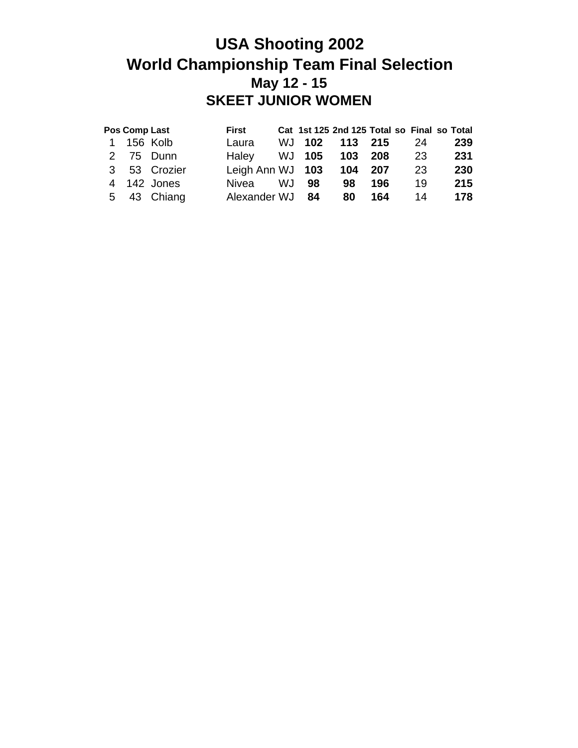# USA Shooting 2002
# World Championship Team Final Selection
### May 12 - 15
## SKEET JUNIOR WOMEN

| Pos | Comp | Last | First | Cat | 1st 125 | 2nd 125 | Total | so | Final | so | Total |
|---|---|---|---|---|---|---|---|---|---|---|---|
| 1 | 156 | Kolb | Laura | WJ | **102** | **113** | **215** | | 24 | | **239** |
| 2 | 75 | Dunn | Haley | WJ | **105** | **103** | **208** | | 23 | | **231** |
| 3 | 53 | Crozier | Leigh Ann | WJ | **103** | **104** | **207** | | 23 | | **230** |
| 4 | 142 | Jones | Nivea | WJ | **98** | **98** | **196** | | 19 | | **215** |
| 5 | 43 | Chiang | Alexander | WJ | **84** | **80** | **164** | | 14 | | **178** |